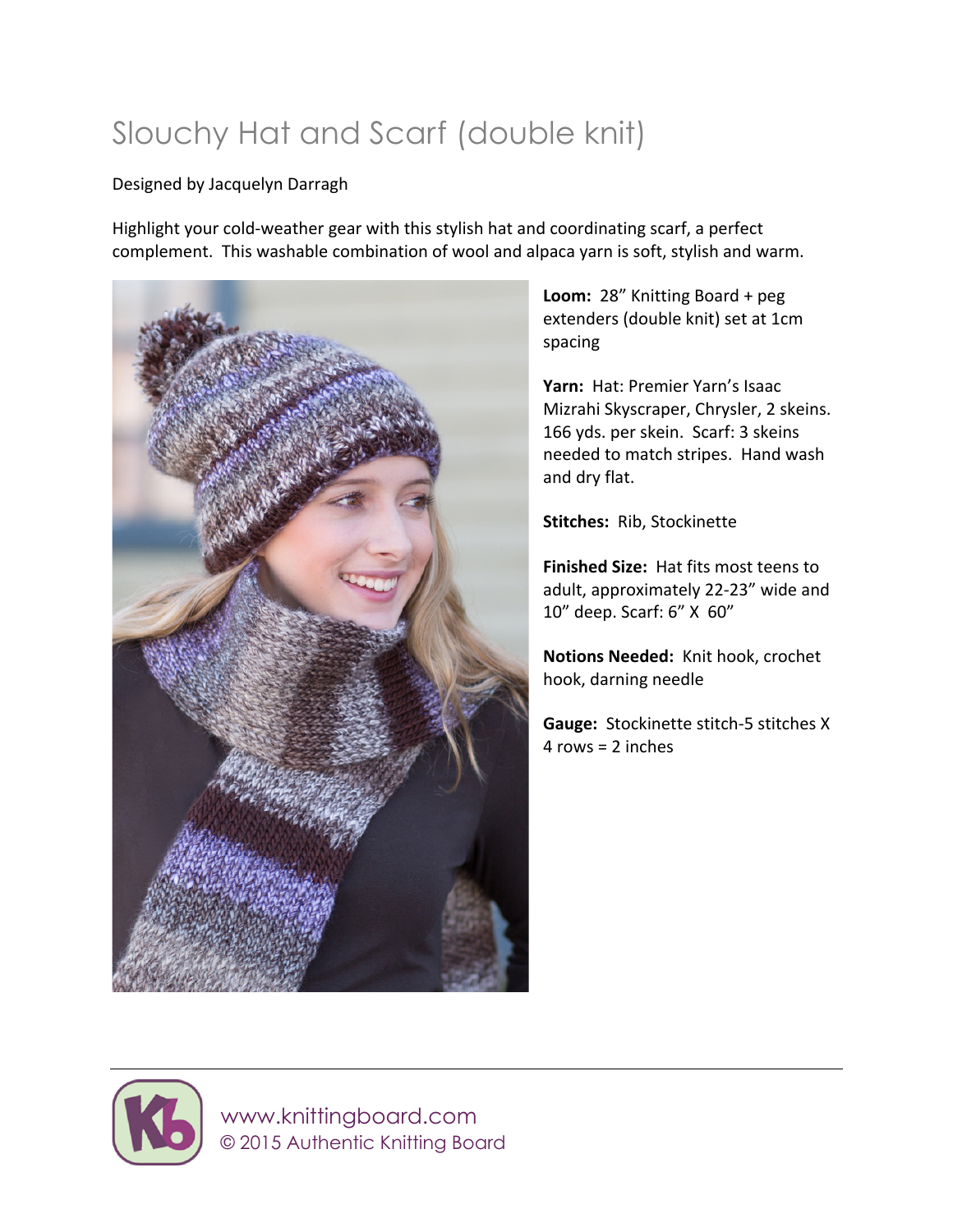# Slouchy Hat and Scarf (double knit)

Designed by Jacquelyn Darragh

Highlight your cold-weather gear with this stylish hat and coordinating scarf, a perfect complement. This washable combination of wool and alpaca yarn is soft, stylish and warm.

**Loom:** 28" Knitting Board + peg extenders (double knit) set at 1cm spacing

**Yarn:** Hat: Premier Yarn's Isaac Mizrahi Skyscraper, Chrysler, 2 skeins. 166 yds. per skein. Scarf: 3 skeins needed to match stripes. Hand wash and dry flat.

**Stitches:** Rib, Stockinette

**Finished Size:** Hat fits most teens to adult, approximately 22-23" wide and 10" deep. Scarf: 6" X 60"

**Notions Needed:** Knit hook, crochet hook, darning needle

**Gauge:** Stockinette stitch-5 stitches X 4 rows = 2 inches

www.knittingboard.com
© 2015 Authentic Knitting Board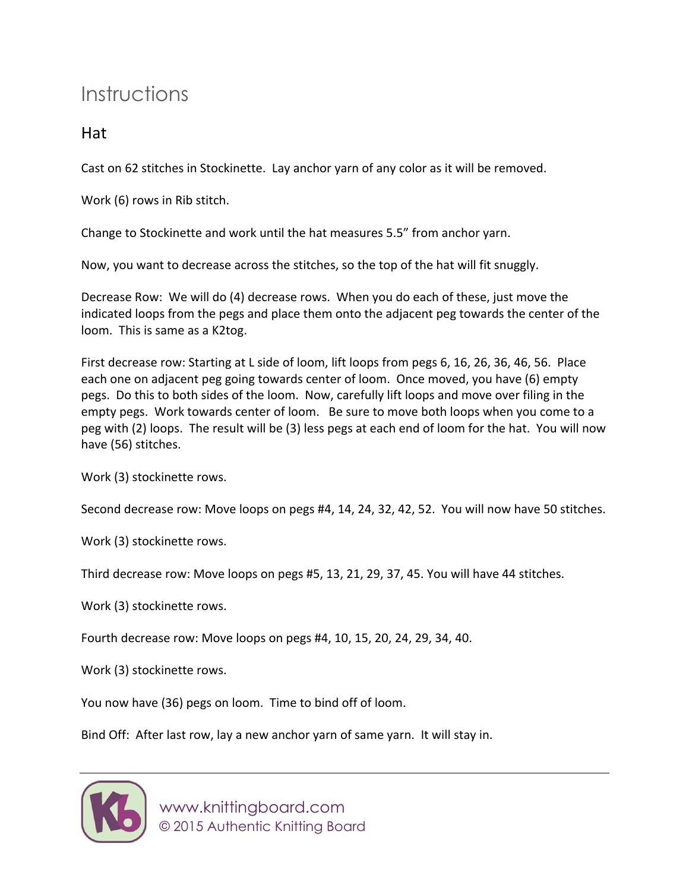# Instructions

## Hat

Cast on 62 stitches in Stockinette. Lay anchor yarn of any color as it will be removed.

Work (6) rows in Rib stitch.

Change to Stockinette and work until the hat measures 5.5" from anchor yarn.

Now, you want to decrease across the stitches, so the top of the hat will fit snuggly.

Decrease Row: We will do (4) decrease rows. When you do each of these, just move the indicated loops from the pegs and place them onto the adjacent peg towards the center of the loom. This is same as a K2tog.

First decrease row: Starting at L side of loom, lift loops from pegs 6, 16, 26, 36, 46, 56. Place each one on adjacent peg going towards center of loom. Once moved, you have (6) empty pegs. Do this to both sides of the loom. Now, carefully lift loops and move over filing in the empty pegs. Work towards center of loom. Be sure to move both loops when you come to a peg with (2) loops. The result will be (3) less pegs at each end of loom for the hat. You will now have (56) stitches.

Work (3) stockinette rows.

Second decrease row: Move loops on pegs #4, 14, 24, 32, 42, 52. You will now have 50 stitches.

Work (3) stockinette rows.

Third decrease row: Move loops on pegs #5, 13, 21, 29, 37, 45. You will have 44 stitches.

Work (3) stockinette rows.

Fourth decrease row: Move loops on pegs #4, 10, 15, 20, 24, 29, 34, 40.

Work (3) stockinette rows.

You now have (36) pegs on loom. Time to bind off of loom.

Bind Off: After last row, lay a new anchor yarn of same yarn. It will stay in.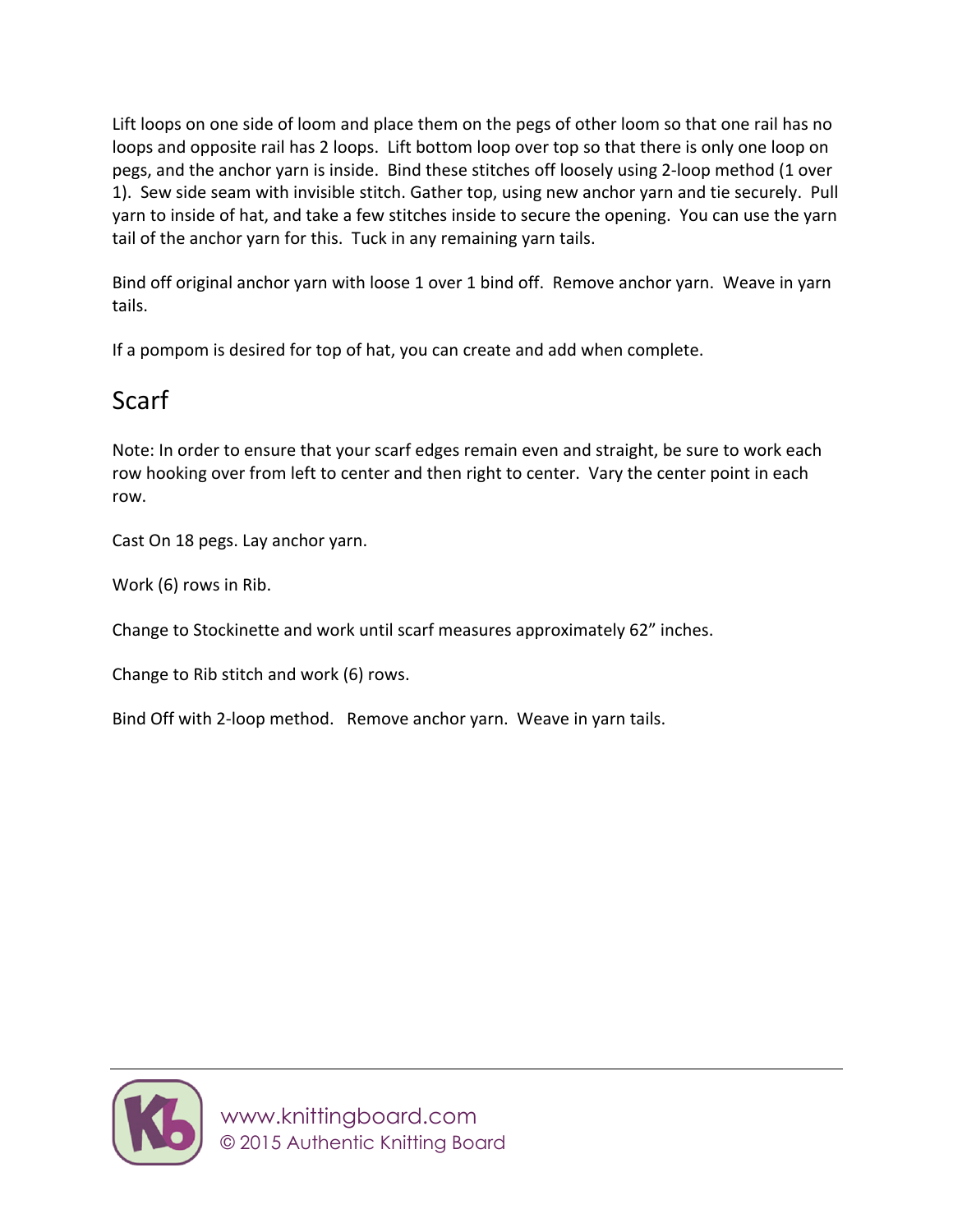Lift loops on one side of loom and place them on the pegs of other loom so that one rail has no loops and opposite rail has 2 loops. Lift bottom loop over top so that there is only one loop on pegs, and the anchor yarn is inside. Bind these stitches off loosely using 2-loop method (1 over 1). Sew side seam with invisible stitch. Gather top, using new anchor yarn and tie securely. Pull yarn to inside of hat, and take a few stitches inside to secure the opening. You can use the yarn tail of the anchor yarn for this. Tuck in any remaining yarn tails.

Bind off original anchor yarn with loose 1 over 1 bind off. Remove anchor yarn. Weave in yarn tails.

If a pompom is desired for top of hat, you can create and add when complete.

## Scarf

Note: In order to ensure that your scarf edges remain even and straight, be sure to work each row hooking over from left to center and then right to center. Vary the center point in each row.

Cast On 18 pegs. Lay anchor yarn.

Work (6) rows in Rib.

Change to Stockinette and work until scarf measures approximately 62" inches.

Change to Rib stitch and work (6) rows.

Bind Off with 2-loop method. Remove anchor yarn. Weave in yarn tails.